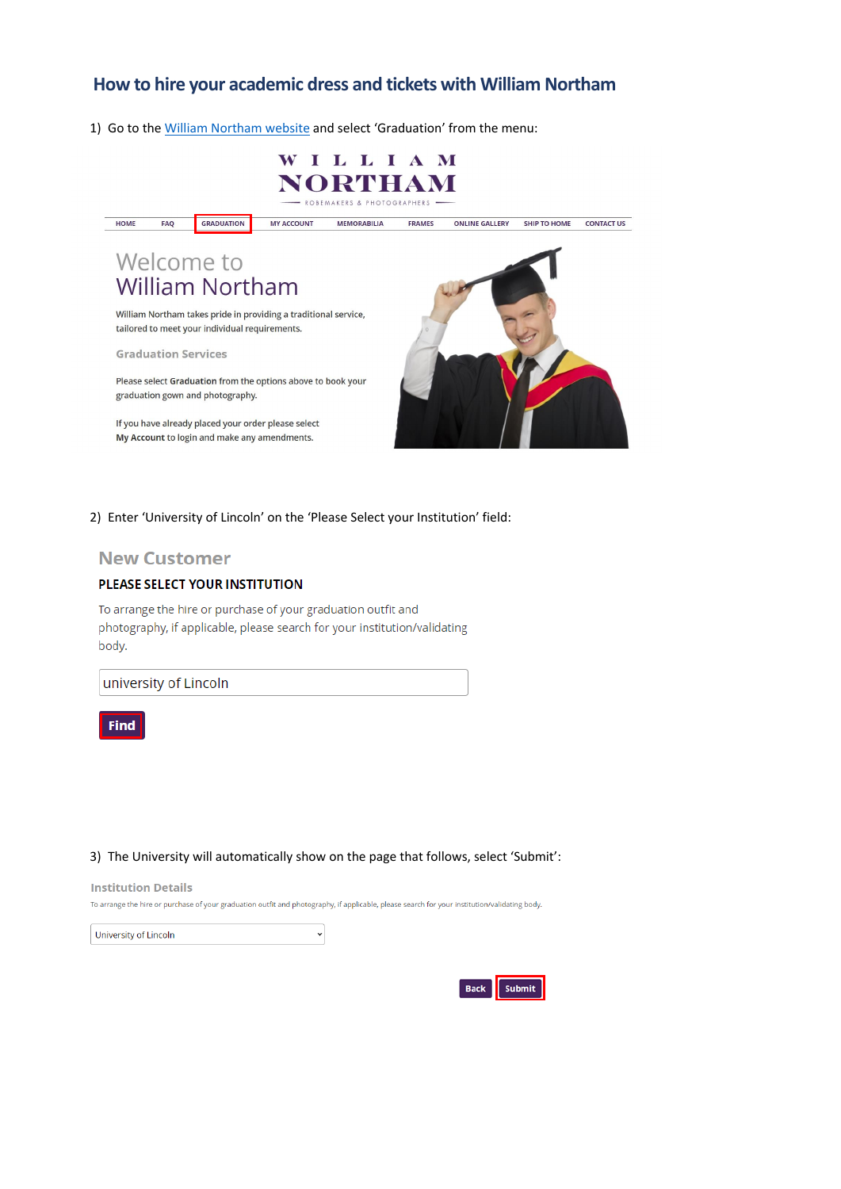# How to hire your academic dress and tickets with William Northam

1) Go to the William Northam website and select 'Graduation' from the menu:

W I L L I A M NORTHAM — ROBEMAKERS & PHOTOGRAPHERS —

HOME | FAQ | GRADUATION | MY ACCOUNT | MEMORABILIA | FRAMES | ONLINE GALLERY | SHIP TO HOME | CONTACT US

Welcome to William Northam

William Northam takes pride in providing a traditional service, tailored to meet your individual requirements.

Graduation Services

Please select **Graduation** from the options above to book your graduation gown and photography.

If you have already placed your order please select **My Account** to login and make any amendments.

2) Enter 'University of Lincoln' on the 'Please Select your Institution' field:

New Customer

PLEASE SELECT YOUR INSTITUTION

To arrange the hire or purchase of your graduation outfit and photography, if applicable, please search for your institution/validating body.

university of Lincoln

Find

3) The University will automatically show on the page that follows, select 'Submit':

Institution Details

To arrange the hire or purchase of your graduation outfit and photography, if applicable, please search for your institution/validating body.

University of Lincoln

Back | Submit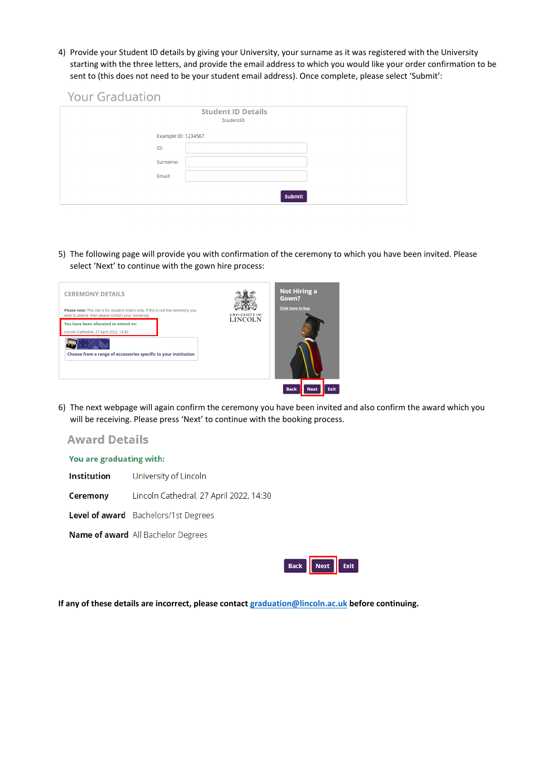4) Provide your Student ID details by giving your University, your surname as it was registered with the University starting with the three letters, and provide the email address to which you would like your order confirmation to be sent to (this does not need to be your student email address). Once complete, please select 'Submit':

Your Graduation

Student ID Details

StudentID

Example ID: 1234567

ID:

Surname:

Email:

Submit

5) The following page will provide you with confirmation of the ceremony to which you have been invited. Please select 'Next' to continue with the gown hire process:

CEREMONY DETAILS

Please note: This site is for student orders only. If this is not the ceremony you wish to attend, then please contact your University

You have been allocated to attend on:

Lincoln Cathedral, 27 April 2022, 14:30

Choose from a range of accessories specific to your institution

UNIVERSITY OF LINCOLN

Not Hiring a Gown?

Click here to buy

Back Next Exit

6) The next webpage will again confirm the ceremony you have been invited and also confirm the award which you will be receiving. Please press 'Next' to continue with the booking process.

## Award Details

**You are graduating with:**

| | |
|---|---|
| **Institution** | University of Lincoln |
| **Ceremony** | Lincoln Cathedral, 27 April 2022, 14:30 |
| **Level of award** | Bachelors/1st Degrees |
| **Name of award** | All Bachelor Degrees |

Back Next Exit

**If any of these details are incorrect, please contact [graduation@lincoln.ac.uk](mailto:graduation@lincoln.ac.uk) before continuing.**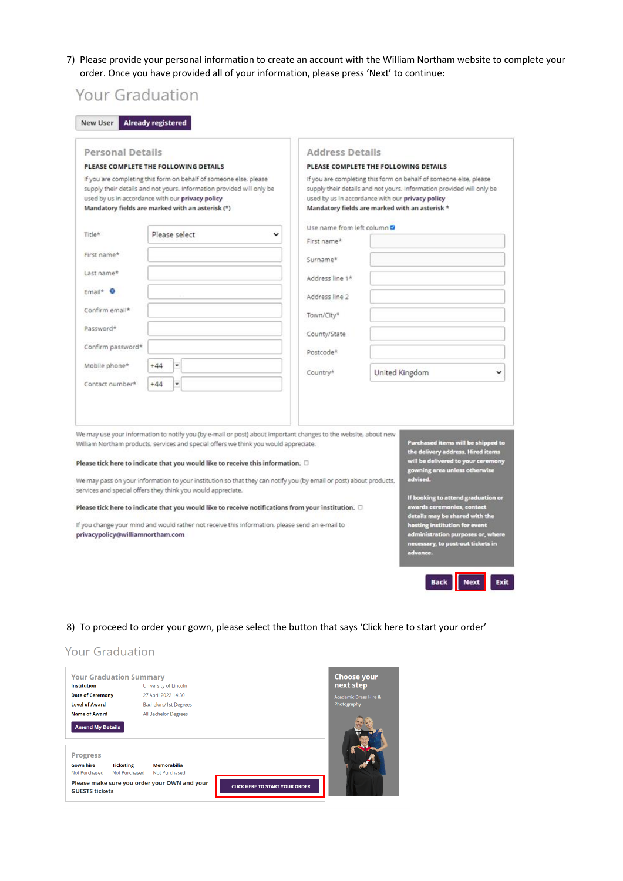7) Please provide your personal information to create an account with the William Northam website to complete your order. Once you have provided all of your information, please press 'Next' to continue:

## Your Graduation

New User | Already registered

### Personal Details

**PLEASE COMPLETE THE FOLLOWING DETAILS**

If you are completing this form on behalf of someone else, please supply their details and not yours. Information provided will only be used by us in accordance with our **privacy policy**

**Mandatory fields are marked with an asterisk (*)**

- Title* — Please select
- First name*
- Last name*
- Email*
- Confirm email*
- Password*
- Confirm password*
- Mobile phone* — +44
- Contact number* — +44

### Address Details

**PLEASE COMPLETE THE FOLLOWING DETAILS**

If you are completing this form on behalf of someone else, please supply their details and not yours. Information provided will only be used by us in accordance with our **privacy policy**

**Mandatory fields are marked with an asterisk ***

Use name from left column

- First name*
- Surname*
- Address line 1*
- Address line 2
- Town/City*
- County/State
- Postcode*
- Country* — United Kingdom

We may use your information to notify you (by e-mail or post) about important changes to the website, about new William Northam products, services and special offers we think you would appreciate.

**Please tick here to indicate that you would like to receive this information.**

We may pass on your information to your institution so that they can notify you (by email or post) about products, services and special offers they think you would appreciate.

**Please tick here to indicate that you would like to receive notifications from your institution.**

If you change your mind and would rather not receive this information, please send an e-mail to **privacypolicy@williamnortham.com**

**Purchased items will be shipped to the delivery address. Hired items will be delivered to your ceremony gowning area unless otherwise advised.**

**If booking to attend graduation or awards ceremonies, contact details may be shared with the hosting institution for event administration purposes or, where necessary, to post-out tickets in advance.**

Back | Next | Exit

8) To proceed to order your gown, please select the button that says 'Click here to start your order'

## Your Graduation

### Your Graduation Summary

| | |
|---|---|
| **Institution** | University of Lincoln |
| **Date of Ceremony** | 27 April 2022 14:30 |
| **Level of Award** | Bachelors/1st Degrees |
| **Name of Award** | All Bachelor Degrees |

Amend My Details

### Progress

| Gown hire | Ticketing | Memorabilia |
|---|---|---|
| Not Purchased | Not Purchased | Not Purchased |

**Please make sure you order your OWN and your GUESTS tickets**

CLICK HERE TO START YOUR ORDER

**Choose your next step**

Academic Dress Hire & Photography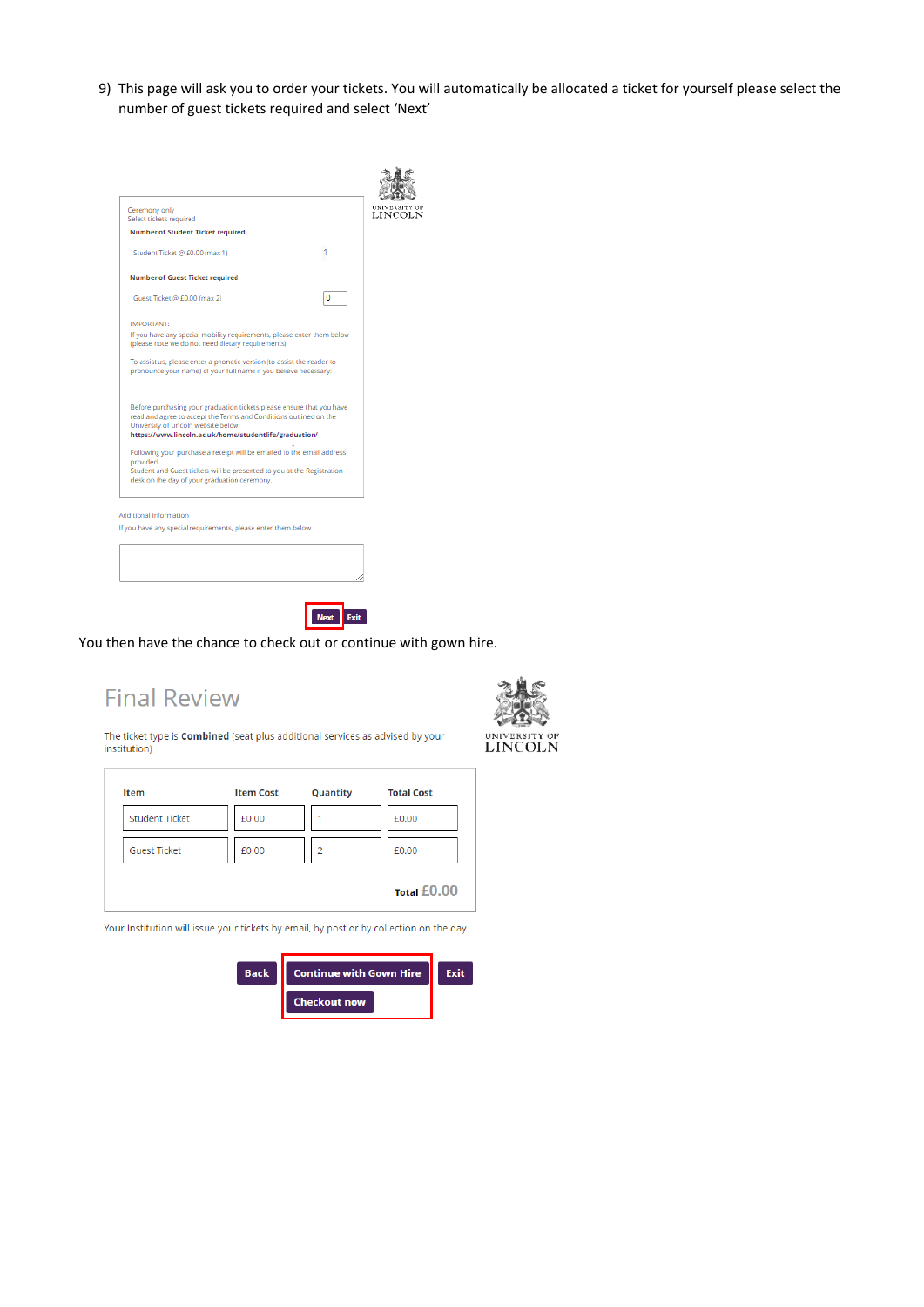9) This page will ask you to order your tickets. You will automatically be allocated a ticket for yourself please select the number of guest tickets required and select 'Next'

Ceremony only
Select tickets required

**Number of Student Ticket required**

Student Ticket @ £0.00 (max 1) 1

**Number of Guest Ticket required**

Guest Ticket @ £0.00 (max 2) 0

IMPORTANT:
If you have any special mobility requirements, please enter them below (please note we do not need dietary requirements)

To assist us, please enter a phonetic version (to assist the reader to pronounce your name) of your full name if you believe necessary.

Before purchasing your graduation tickets please ensure that you have read and agree to accept the Terms and Conditions outlined on the University of Lincoln website below:
**https://www.lincoln.ac.uk/home/studentlife/graduation/**

Following your purchase a receipt will be emailed to the email address provided.
Student and Guest tickets will be presented to you at the Registration desk on the day of your graduation ceremony.

Additional Information
If you have any special requirements, please enter them below

Next Exit

You then have the chance to check out or continue with gown hire.

## Final Review

The ticket type is **Combined** (seat plus additional services as advised by your institution)

| Item | Item Cost | Quantity | Total Cost |
|---|---|---|---|
| Student Ticket | £0.00 | 1 | £0.00 |
| Guest Ticket | £0.00 | 2 | £0.00 |

**Total** £0.00

Your Institution will issue your tickets by email, by post or by collection on the day

Back | Continue with Gown Hire | Exit

Checkout now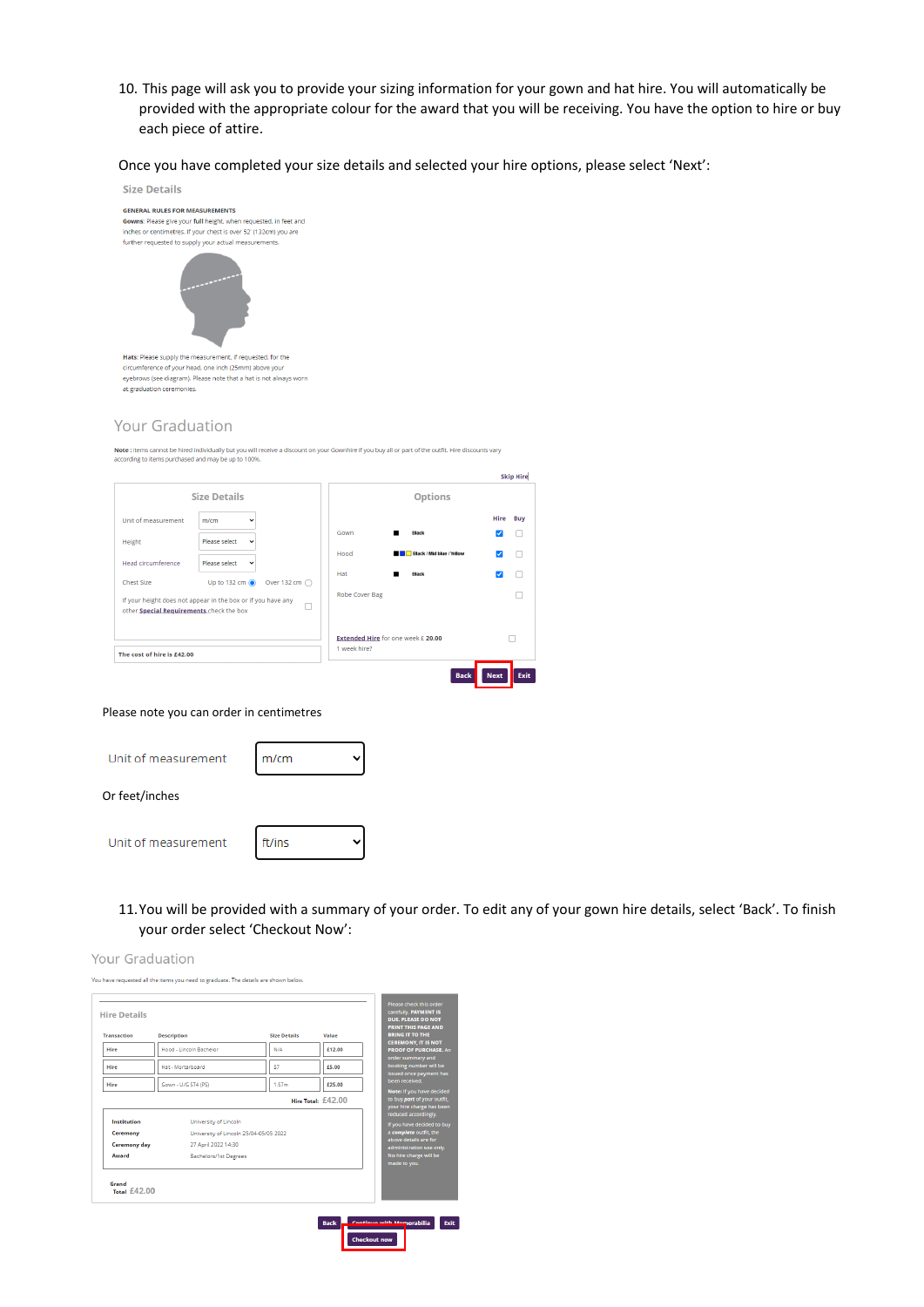10. This page will ask you to provide your sizing information for your gown and hat hire. You will automatically be provided with the appropriate colour for the award that you will be receiving. You have the option to hire or buy each piece of attire.

Once you have completed your size details and selected your hire options, please select 'Next':

Size Details

GENERAL RULES FOR MEASUREMENTS

Gowns: Please give your full height, when requested, in feet and inches or centimetres. If your chest is over 52 (132cm) you are further requested to supply your actual measurements.

Hats: Please supply the measurement, if requested, for the circumference of your head, one inch (25mm) above your eyebrows (see diagram). Please note that a hat is not always worn at graduation ceremonies.

Your Graduation

Note : Items cannot be hired individually but you will receive a discount on your Gownhire if you buy all or part of the outfit. Hire discounts vary according to items purchased and may be up to 100%.

Skip Hire

Size Details

| | |
|---|---|
| Unit of measurement | m/cm |
| Height | Please select |
| Head circumference | Please select |
| Chest Size | Up to 132 cm / Over 132 cm |

If your height does not appear in the box or if you have any other Special Requirements check the box

The cost of hire is £42.00

Options

| | | Hire | Buy |
|---|---|---|---|
| Gown | Black | ☑ | ☐ |
| Hood | Black / Mid blue / Yellow | ☑ | ☐ |
| Hat | Black | ☑ | ☐ |
| Robe Cover Bag | | | ☐ |

Extended Hire for one week £ 20.00 ☐

1 week hire?

Back | Next | Exit

Please note you can order in centimetres

Unit of measurement: m/cm

Or feet/inches

Unit of measurement: ft/ins

11. You will be provided with a summary of your order. To edit any of your gown hire details, select 'Back'. To finish your order select 'Checkout Now':

Your Graduation

You have requested all the items you need to graduate. The details are shown below.

Hire Details

| Transaction | Description | Size Details | Value |
|---|---|---|---|
| Hire | Hood - Lincoln Bachelor | N/A | £12.00 |
| Hire | Hat - Mortarboard | 57 | £5.00 |
| Hire | Gown - U/G ST4 (PS) | 1.57m | £25.00 |

Hire Total: £42.00

| | |
|---|---|
| Institution | University of Lincoln |
| Ceremony | University of Lincoln 25/04-05/05 2022 |
| Ceremony day | 27 April 2022 14:30 |
| Award | Bachelors/1st Degrees |

Grand Total £42.00

Please check this order carefully. **PAYMENT IS DUE. PLEASE DO NOT PRINT THIS PAGE AND BRING IT TO THE CEREMONY, IT IS NOT PROOF OF PURCHASE.** An order summary and booking number will be issued once payment has been received.

**Note:** If you have decided to buy *part* of your outfit, your hire charge has been reduced accordingly.

If you have decided to buy a **complete** outfit, the above details are for administration use only. No hire charge will be made to you.

Back | Continue with Memorabilia | Exit

Checkout now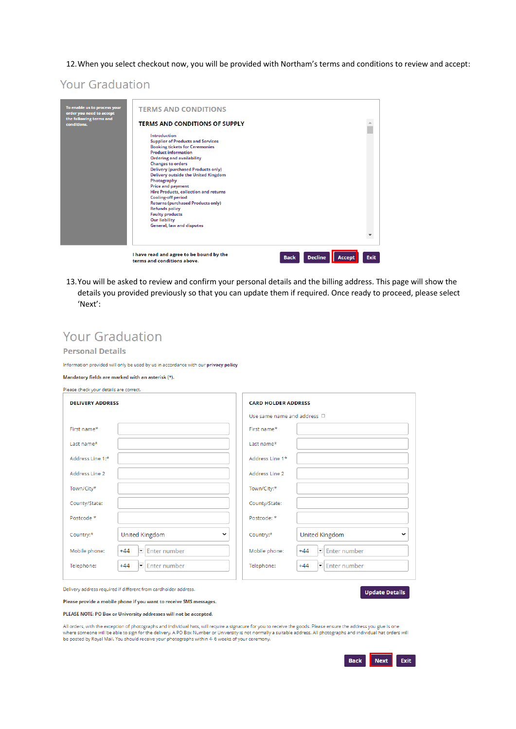12. When you select checkout now, you will be provided with Northam's terms and conditions to review and accept:

Your Graduation

To enable us to process your order you need to accept the following terms and conditions.

TERMS AND CONDITIONS

TERMS AND CONDITIONS OF SUPPLY

- Introduction
- Supplier of Products and Services
- Booking tickets for Ceremonies
- Product information
- Ordering and availability
- Changes to orders
- Delivery (purchased Products only)
- Delivery outside the United Kingdom
- Photography
- Price and payment
- Hire Products, collection and returns
- Cooling-off period
- Returns (purchased Products only)
- Refunds policy
- Faulty products
- Our liability
- General, law and disputes

I have read and agree to be bound by the terms and conditions above.

Back | Decline | Accept | Exit

13. You will be asked to review and confirm your personal details and the billing address. This page will show the details you provided previously so that you can update them if required. Once ready to proceed, please select 'Next':

Your Graduation

Personal Details

Information provided will only be used by us in accordance with our privacy policy

Mandatory fields are marked with an asterisk (*).

Please check your details are correct.

| DELIVERY ADDRESS | | CARD HOLDER ADDRESS | |
|---|---|---|---|
| | | Use same name and address ☐ | |
| First name* | | First name* | |
| Last name* | | Last name* | |
| Address Line 1:* | | Address Line 1* | |
| Address Line 2 | | Address Line 2 | |
| Town/City* | | Town/City:* | |
| County/State: | | County/State: | |
| Postcode * | | Postcode: * | |
| Country:* | United Kingdom | Country:* | United Kingdom |
| Mobile phone: | +44 Enter number | Mobile phone: | +44 Enter number |
| Telephone: | +44 Enter number | Telephone: | +44 Enter number |

Delivery address required if different from cardholder address.

Update Details

Please provide a mobile phone if you want to receive SMS messages.

PLEASE NOTE: PO Box or University addresses will not be accepted.

All orders, with the exception of photographs and individual hats, will require a signature for you to receive the goods. Please ensure the address you give is one where someone will be able to sign for the delivery. A PO Box Number or University is not normally a suitable address. All photographs and individual hat orders will be posted by Royal Mail. You should receive your photographs within 4-6 weeks of your ceremony.

Back | Next | Exit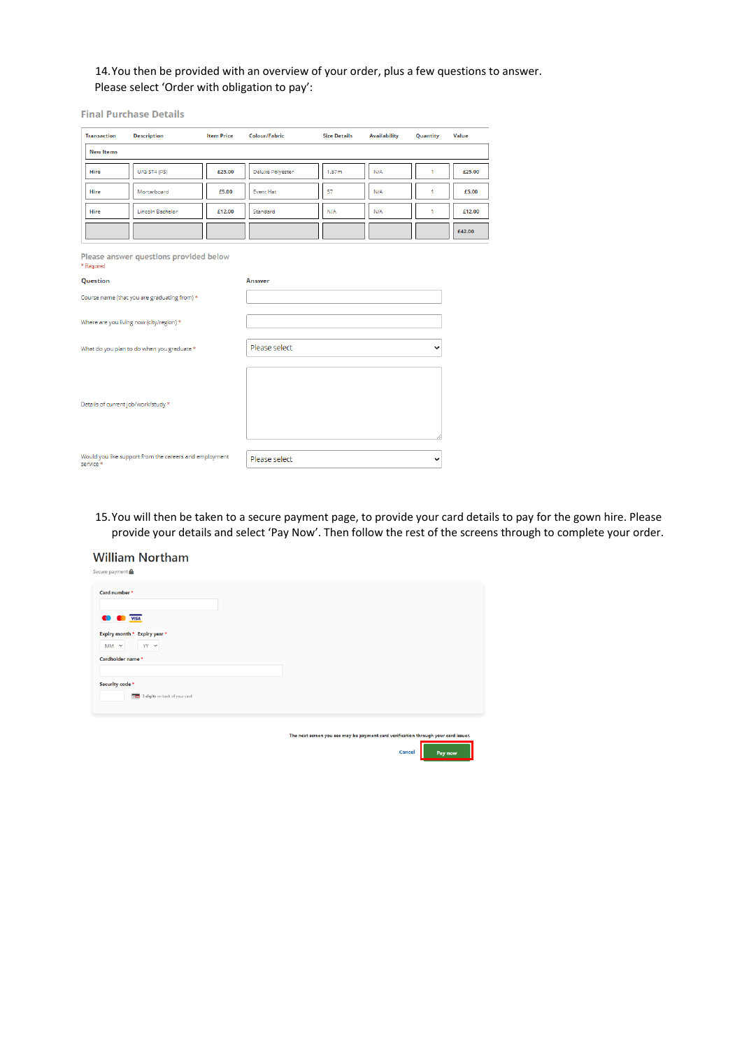14. You then be provided with an overview of your order, plus a few questions to answer. Please select 'Order with obligation to pay':

**Final Purchase Details**

| Transaction | Description | Item Price | Colour/Fabric | Size Details | Availability | Quantity | Value |
|---|---|---|---|---|---|---|---|
| New Items | | | | | | | |
| Hire | U/G ST4 (PS) | £25.00 | Deluxe Polyester | 1.57m | N/A | 1 | £25.00 |
| Hire | Mortarboard | £5.00 | Event Hat | 57 | N/A | 1 | £5.00 |
| Hire | Lincoln Bachelor | £12.00 | Standard | N/A | N/A | 1 | £12.00 |
| | | | | | | | £42.00 |

Please answer questions provided below
* Required

| Question | Answer |
|---|---|
| Course name (that you are graduating from) * | |
| Where are you living now (city/region) * | |
| What do you plan to do when you graduate * | Please select |
| Details of current job/work/study * | |
| Would you like support from the careers and employment service * | Please select |

15. You will then be taken to a secure payment page, to provide your card details to pay for the gown hire. Please provide your details and select 'Pay Now'. Then follow the rest of the screens through to complete your order.

William Northam

Secure payment

Card number *

Expiry month * Expiry year *

MM YY

Cardholder name *

Security code *

3 digits on back of your card

The next screen you see may be payment card verification through your card issuer.

Cancel Pay now